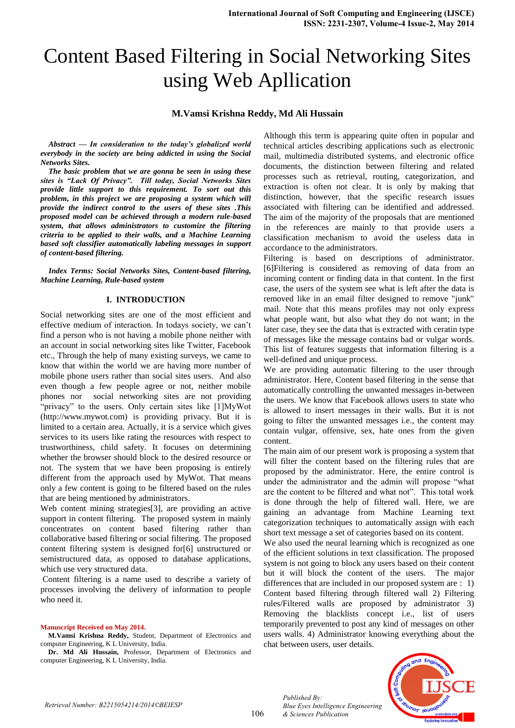# Content Based Filtering in Social Networking Sites using Web Apllication

**M.Vamsi Krishna Reddy, Md Ali Hussain**

***Abstract — In consideration to the today's globalized world everybody in the society are being addicted in using the Social Networks Sites.***

***The basic problem that we are gonna be seen in using these sites is "Lack Of Privacy". Till today, Social Networks Sites provide little support to this requirement. To sort out this problem, in this project we are proposing a system which will provide the indirect control to the users of these sites .This proposed model can be achieved through a modern rule-based system, that allows administrators to customize the filtering criteria to be applied to their walls, and a Machine Learning based soft classifier automatically labeling messages in support of content-based filtering.***

***Index Terms: Social Networks Sites, Content-based filtering, Machine Learning, Rule-based system***

## I. INTRODUCTION

Social networking sites are one of the most efficient and effective medium of interaction. In todays society, we can't find a person who is not having a mobile phone neither with an account in social networking sites like Twitter, Facebook etc., Through the help of many existing surveys, we came to know that within the world we are having more number of mobile phone users rather than social sites users. And also even though a few people agree or not, neither mobile phones nor social networking sites are not providing "privacy" to the users. Only certain sites like [1]MyWot (http://www.mywot.com) is providing privacy. But it is limited to a certain area. Actually, it is a service which gives services to its users like rating the resources with respect to trustworthiness, child safety. It focuses on determining whether the browser should block to the desired resource or not. The system that we have been proposing is entirely different from the approach used by MyWot. That means only a few content is going to be filtered based on the rules that are being mentioned by administrators.

Web content mining strategies[3], are providing an active support in content filtering. The proposed system in mainly concentrates on content based filtering rather than collaborative based filtering or social filtering. The proposed content filtering system is designed for[6] unstructured or semistructured data, as opposed to database applications, which use very structured data.

Content filtering is a name used to describe a variety of processes involving the delivery of information to people who need it.

Although this term is appearing quite often in popular and technical articles describing applications such as electronic mail, multimedia distributed systems, and electronic office documents, the distinction between filtering and related processes such as retrieval, routing, categorization, and extraction is often not clear. It is only by making that distinction, however, that the specific research issues associated with filtering can be identified and addressed. The aim of the majority of the proposals that are mentioned in the references are mainly to that provide users a classification mechanism to avoid the useless data in accordance to the administrators.

Filtering is based on descriptions of administrator. [6]Filtering is considered as removing of data from an incoming content or finding data in that content. In the first case, the users of the system see what is left after the data is removed like in an email filter designed to remove "junk" mail. Note that this means profiles may not only express what people want, but also what they do not want; in the later case, they see the data that is extracted with ceratin type of messages like the message contains bad or vulgar words. This list of features suggests that information filtering is a well-defined and unique process.

We are providing automatic filtering to the user through administrator. Here, Content based filtering in the sense that automatically controlling the unwanted messages in-between the users. We know that Facebook allows users to state who is allowed to insert messages in their walls. But it is not going to filter the unwanted messages i.e., the content may contain vulgar, offensive, sex, hate ones from the given content.

The main aim of our present work is proposing a system that will filter the content based on the filtering rules that are proposed by the administrator. Here, the entire control is under the administrator and the admin will propose "what are the content to be filtered and what not". This total work is done through the help of filtered wall. Here, we are gaining an advantage from Machine Learning text categorization techniques to automatically assign with each short text message a set of categories based on its content.

We also used the neural learning which is recognized as one of the efficient solutions in text classification. The proposed system is not going to block any users based on their content but it will block the content of the users. The major differences that are included in our proposed system are : 1) Content based filtering through filtered wall 2) Filtering rules/Filtered walls are proposed by administrator 3) Removing the blacklists concept i.e., list of users temporarily prevented to post any kind of messages on other users walls. 4) Administrator knowing everything about the chat between users, user details.

---

**Manuscript Received on May 2014.**

**M.Vamsi Krishna Reddy,** Student, Department of Electronics and computer Engineering, K L University, India.

**Dr. Md Ali Hussain,** Professor, Department of Electronics and computer Engineering, K L University, India.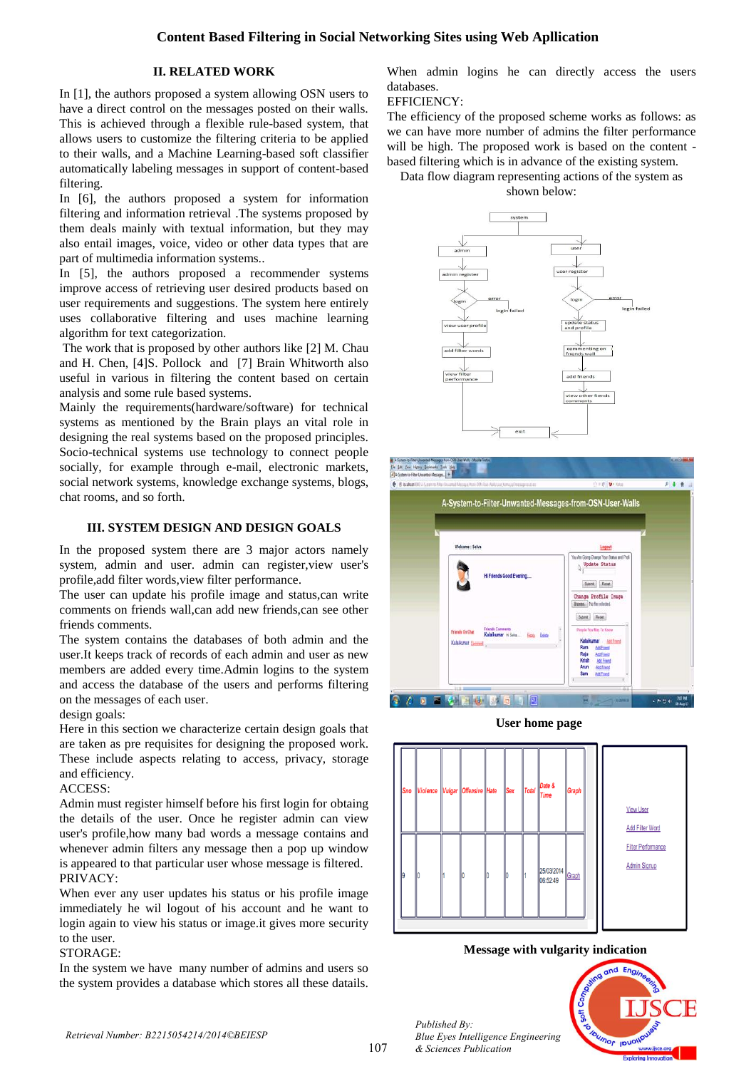## II. RELATED WORK

In [1], the authors proposed a system allowing OSN users to have a direct control on the messages posted on their walls. This is achieved through a flexible rule-based system, that allows users to customize the filtering criteria to be applied to their walls, and a Machine Learning-based soft classifier automatically labeling messages in support of content-based filtering.

In [6], the authors proposed a system for information filtering and information retrieval .The systems proposed by them deals mainly with textual information, but they may also entail images, voice, video or other data types that are part of multimedia information systems..

In [5], the authors proposed a recommender systems improve access of retrieving user desired products based on user requirements and suggestions. The system here entirely uses collaborative filtering and uses machine learning algorithm for text categorization.

The work that is proposed by other authors like [2] M. Chau and H. Chen, [4]S. Pollock and [7] Brain Whitworth also useful in various in filtering the content based on certain analysis and some rule based systems.

Mainly the requirements(hardware/software) for technical systems as mentioned by the Brain plays an vital role in designing the real systems based on the proposed principles. Socio-technical systems use technology to connect people socially, for example through e-mail, electronic markets, social network systems, knowledge exchange systems, blogs, chat rooms, and so forth.

## III. SYSTEM DESIGN AND DESIGN GOALS

In the proposed system there are 3 major actors namely system, admin and user. admin can register,view user's profile,add filter words,view filter performance.

The user can update his profile image and status,can write comments on friends wall,can add new friends,can see other friends comments.

The system contains the databases of both admin and the user.It keeps track of records of each admin and user as new members are added every time.Admin logins to the system and access the database of the users and performs filtering on the messages of each user.

design goals:

Here in this section we characterize certain design goals that are taken as pre requisites for designing the proposed work. These include aspects relating to access, privacy, storage and efficiency.

ACCESS:

Admin must register himself before his first login for obtaing the details of the user. Once he register admin can view user's profile,how many bad words a message contains and whenever admin filters any message then a pop up window is appeared to that particular user whose message is filtered.

PRIVACY:

When ever any user updates his status or his profile image immediately he wil logout of his account and he want to login again to view his status or image.it gives more security to the user.

STORAGE:

In the system we have many number of admins and users so the system provides a database which stores all these datails. When admin logins he can directly access the users databases.

EFFICIENCY:

The efficiency of the proposed scheme works as follows: as we can have more number of admins the filter performance will be high. The proposed work is based on the content - based filtering which is in advance of the existing system.

Data flow diagram representing actions of the system as shown below:

User home page

| Sno | Violence | Vulgar | Offensive | Hate | Sex | Total | Date & Time | Graph |
|---|---|---|---|---|---|---|---|---|
| 9 | 0 | 1 | 0 | 0 | 0 | 1 | 25/03/2014 06:52:49 | Graph |

View User
Add Filter Word
Filter Performance
Admin Signup

Message with vulgarity indication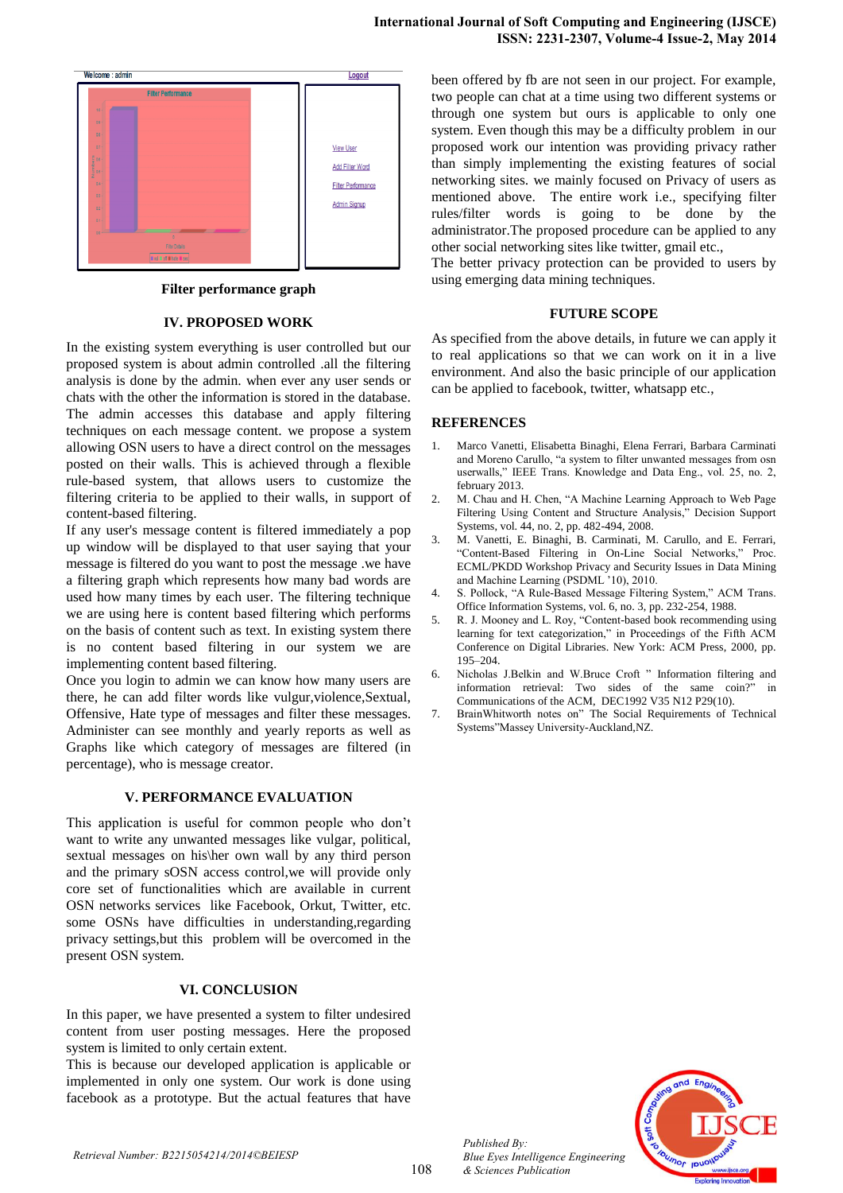Filter performance graph

## IV. PROPOSED WORK

In the existing system everything is user controlled but our proposed system is about admin controlled .all the filtering analysis is done by the admin. when ever any user sends or chats with the other the information is stored in the database. The admin accesses this database and apply filtering techniques on each message content. we propose a system allowing OSN users to have a direct control on the messages posted on their walls. This is achieved through a flexible rule-based system, that allows users to customize the filtering criteria to be applied to their walls, in support of content-based filtering.

If any user's message content is filtered immediately a pop up window will be displayed to that user saying that your message is filtered do you want to post the message .we have a filtering graph which represents how many bad words are used how many times by each user. The filtering technique we are using here is content based filtering which performs on the basis of content such as text. In existing system there is no content based filtering in our system we are implementing content based filtering.

Once you login to admin we can know how many users are there, he can add filter words like vulgur,violence,Sextual, Offensive, Hate type of messages and filter these messages. Administer can see monthly and yearly reports as well as Graphs like which category of messages are filtered (in percentage), who is message creator.

## V. PERFORMANCE EVALUATION

This application is useful for common people who don't want to write any unwanted messages like vulgar, political, sextual messages on his\her own wall by any third person and the primary sOSN access control,we will provide only core set of functionalities which are available in current OSN networks services like Facebook, Orkut, Twitter, etc. some OSNs have difficulties in understanding,regarding privacy settings,but this problem will be overcomed in the present OSN system.

## VI. CONCLUSION

In this paper, we have presented a system to filter undesired content from user posting messages. Here the proposed system is limited to only certain extent.

This is because our developed application is applicable or implemented in only one system. Our work is done using facebook as a prototype. But the actual features that have been offered by fb are not seen in our project. For example, two people can chat at a time using two different systems or through one system but ours is applicable to only one system. Even though this may be a difficulty problem in our proposed work our intention was providing privacy rather than simply implementing the existing features of social networking sites. we mainly focused on Privacy of users as mentioned above. The entire work i.e., specifying filter rules/filter words is going to be done by the administrator.The proposed procedure can be applied to any other social networking sites like twitter, gmail etc.,

The better privacy protection can be provided to users by using emerging data mining techniques.

## FUTURE SCOPE

As specified from the above details, in future we can apply it to real applications so that we can work on it in a live environment. And also the basic principle of our application can be applied to facebook, twitter, whatsapp etc.,

## REFERENCES

1. Marco Vanetti, Elisabetta Binaghi, Elena Ferrari, Barbara Carminati and Moreno Carullo, "a system to filter unwanted messages from osn userwalls," IEEE Trans. Knowledge and Data Eng., vol. 25, no. 2, february 2013.
2. M. Chau and H. Chen, "A Machine Learning Approach to Web Page Filtering Using Content and Structure Analysis," Decision Support Systems, vol. 44, no. 2, pp. 482-494, 2008.
3. M. Vanetti, E. Binaghi, B. Carminati, M. Carullo, and E. Ferrari, "Content-Based Filtering in On-Line Social Networks," Proc. ECML/PKDD Workshop Privacy and Security Issues in Data Mining and Machine Learning (PSDML '10), 2010.
4. S. Pollock, "A Rule-Based Message Filtering System," ACM Trans. Office Information Systems, vol. 6, no. 3, pp. 232-254, 1988.
5. R. J. Mooney and L. Roy, "Content-based book recommending using learning for text categorization," in Proceedings of the Fifth ACM Conference on Digital Libraries. New York: ACM Press, 2000, pp. 195–204.
6. Nicholas J.Belkin and W.Bruce Croft " Information filtering and information retrieval: Two sides of the same coin?" in Communications of the ACM, DEC1992 V35 N12 P29(10).
7. BrainWhitworth notes on" The Social Requirements of Technical Systems"Massey University-Auckland,NZ.